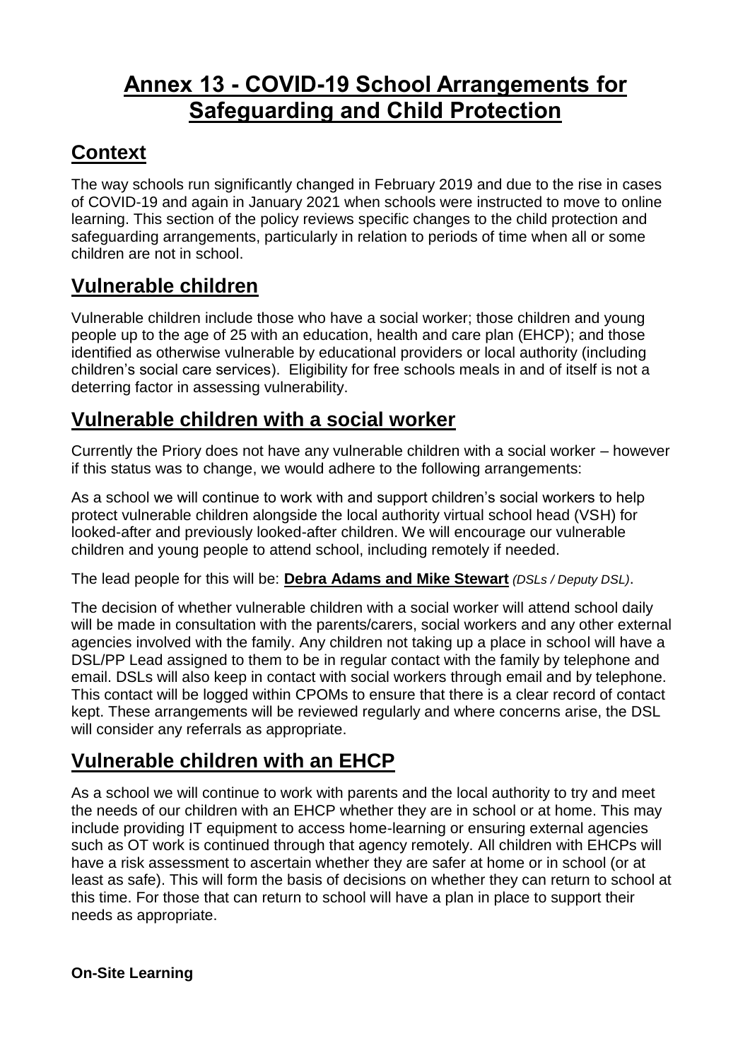# Annex 13 - COVID-19 School Arrangements for Safeguarding and Child Protection

## Context

The way schools run significantly changed in February 2019 and due to the rise in cases of COVID-19 and again in January 2021 when schools were instructed to move to online learning. This section of the policy reviews specific changes to the child protection and safeguarding arrangements, particularly in relation to periods of time when all or some children are not in school.

## Vulnerable children

Vulnerable children include those who have a social worker; those children and young people up to the age of 25 with an education, health and care plan (EHCP); and those identified as otherwise vulnerable by educational providers or local authority (including children's social care services). Eligibility for free schools meals in and of itself is not a deterring factor in assessing vulnerability.

## Vulnerable children with a social worker

Currently the Priory does not have any vulnerable children with a social worker – however if this status was to change, we would adhere to the following arrangements:

As a school we will continue to work with and support children's social workers to help protect vulnerable children alongside the local authority virtual school head (VSH) for looked-after and previously looked-after children. We will encourage our vulnerable children and young people to attend school, including remotely if needed.

The lead people for this will be: **Debra Adams and Mike Stewart** *(DSLs / Deputy DSL)*.

The decision of whether vulnerable children with a social worker will attend school daily will be made in consultation with the parents/carers, social workers and any other external agencies involved with the family. Any children not taking up a place in school will have a DSL/PP Lead assigned to them to be in regular contact with the family by telephone and email. DSLs will also keep in contact with social workers through email and by telephone. This contact will be logged within CPOMs to ensure that there is a clear record of contact kept. These arrangements will be reviewed regularly and where concerns arise, the DSL will consider any referrals as appropriate.

## Vulnerable children with an EHCP

As a school we will continue to work with parents and the local authority to try and meet the needs of our children with an EHCP whether they are in school or at home. This may include providing IT equipment to access home-learning or ensuring external agencies such as OT work is continued through that agency remotely. All children with EHCPs will have a risk assessment to ascertain whether they are safer at home or in school (or at least as safe). This will form the basis of decisions on whether they can return to school at this time. For those that can return to school will have a plan in place to support their needs as appropriate.

**On-Site Learning**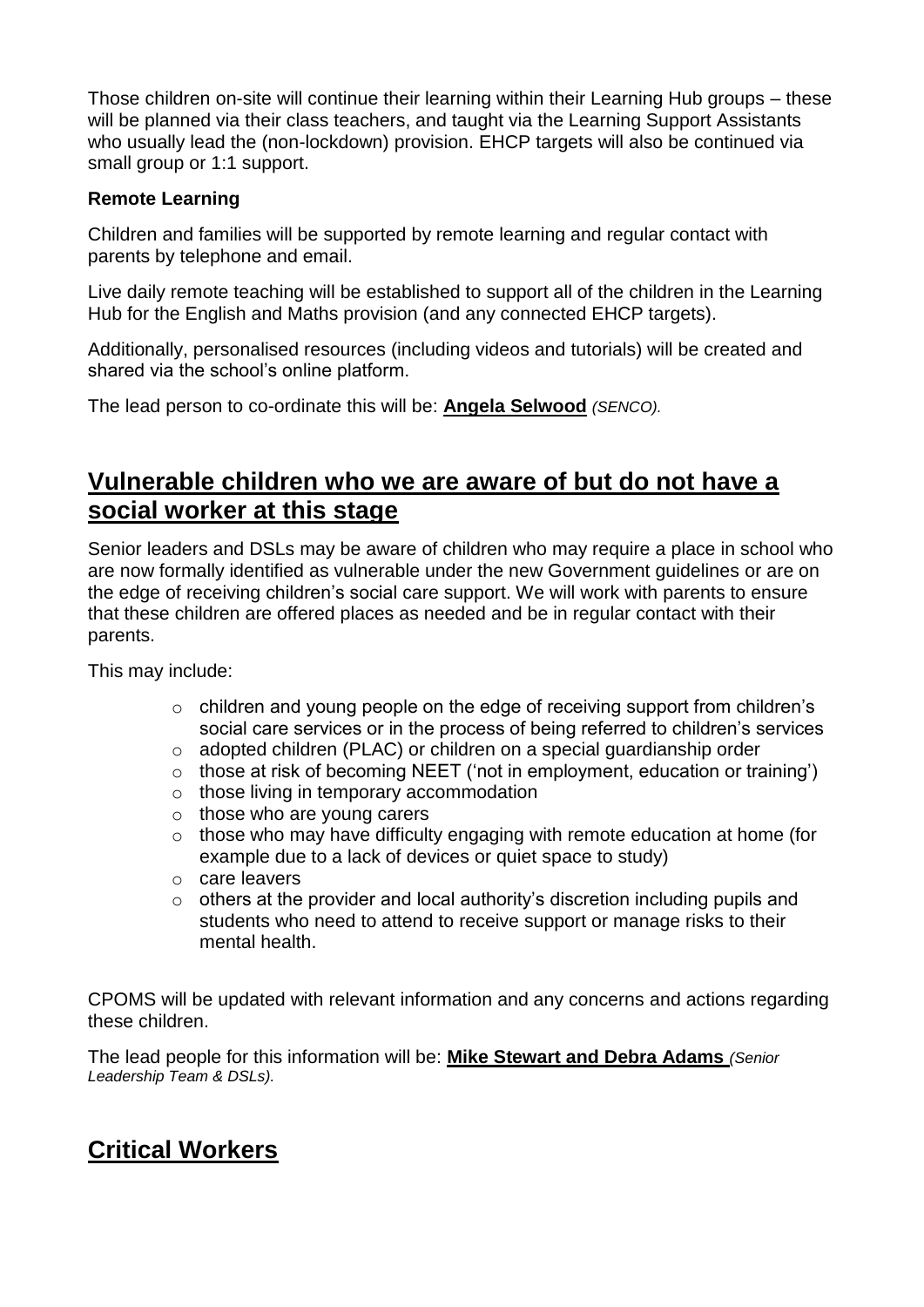Those children on-site will continue their learning within their Learning Hub groups – these will be planned via their class teachers, and taught via the Learning Support Assistants who usually lead the (non-lockdown) provision. EHCP targets will also be continued via small group or 1:1 support.

**Remote Learning**

Children and families will be supported by remote learning and regular contact with parents by telephone and email.

Live daily remote teaching will be established to support all of the children in the Learning Hub for the English and Maths provision (and any connected EHCP targets).

Additionally, personalised resources (including videos and tutorials) will be created and shared via the school's online platform.

The lead person to co-ordinate this will be: **Angela Selwood** *(SENCO).*

## Vulnerable children who we are aware of but do not have a social worker at this stage

Senior leaders and DSLs may be aware of children who may require a place in school who are now formally identified as vulnerable under the new Government guidelines or are on the edge of receiving children's social care support. We will work with parents to ensure that these children are offered places as needed and be in regular contact with their parents.

This may include:

- children and young people on the edge of receiving support from children's social care services or in the process of being referred to children's services
- adopted children (PLAC) or children on a special guardianship order
- those at risk of becoming NEET ('not in employment, education or training')
- those living in temporary accommodation
- those who are young carers
- those who may have difficulty engaging with remote education at home (for example due to a lack of devices or quiet space to study)
- care leavers
- others at the provider and local authority's discretion including pupils and students who need to attend to receive support or manage risks to their mental health.

CPOMS will be updated with relevant information and any concerns and actions regarding these children.

The lead people for this information will be: **Mike Stewart and Debra Adams** *(Senior Leadership Team & DSLs).*

## Critical Workers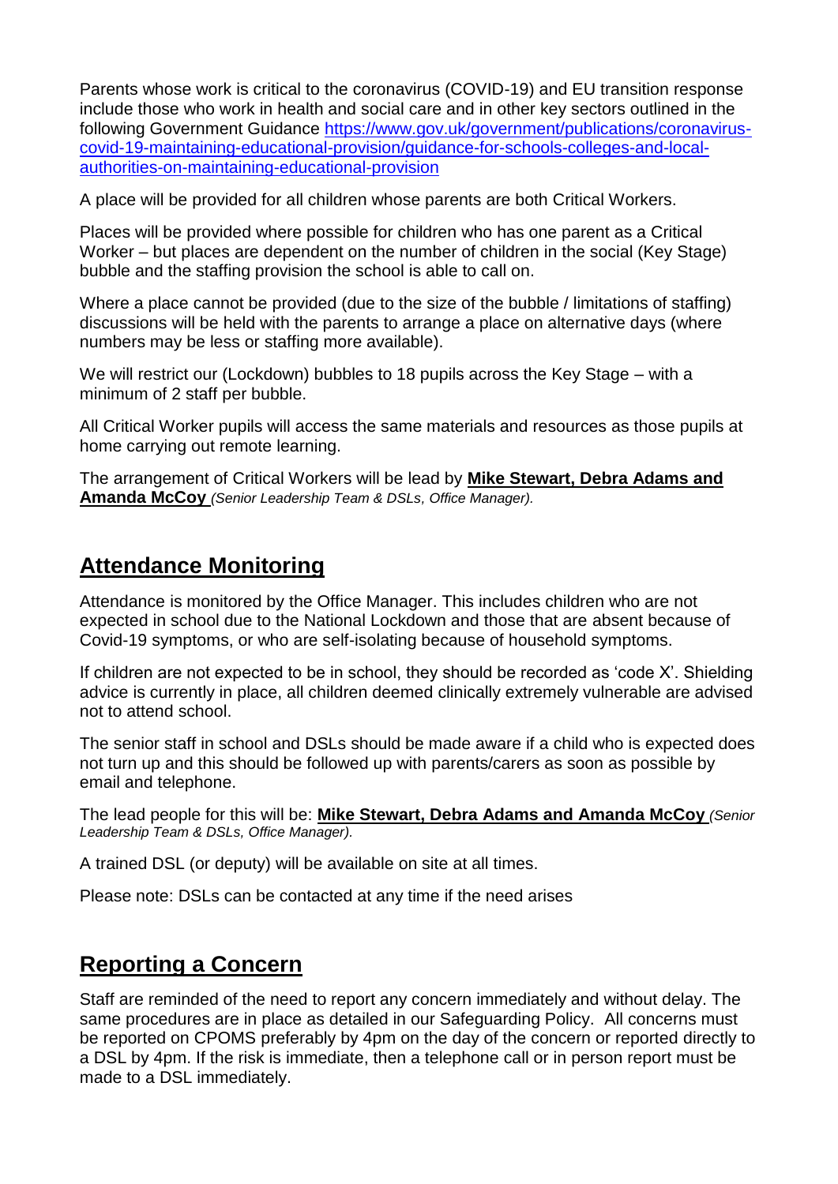Parents whose work is critical to the coronavirus (COVID-19) and EU transition response include those who work in health and social care and in other key sectors outlined in the following Government Guidance [https://www.gov.uk/government/publications/coronavirus-covid-19-maintaining-educational-provision/guidance-for-schools-colleges-and-local-authorities-on-maintaining-educational-provision](https://www.gov.uk/government/publications/coronavirus-covid-19-maintaining-educational-provision/guidance-for-schools-colleges-and-local-authorities-on-maintaining-educational-provision)

A place will be provided for all children whose parents are both Critical Workers.

Places will be provided where possible for children who has one parent as a Critical Worker – but places are dependent on the number of children in the social (Key Stage) bubble and the staffing provision the school is able to call on.

Where a place cannot be provided (due to the size of the bubble / limitations of staffing) discussions will be held with the parents to arrange a place on alternative days (where numbers may be less or staffing more available).

We will restrict our (Lockdown) bubbles to 18 pupils across the Key Stage – with a minimum of 2 staff per bubble.

All Critical Worker pupils will access the same materials and resources as those pupils at home carrying out remote learning.

The arrangement of Critical Workers will be lead by **Mike Stewart, Debra Adams and Amanda McCoy** *(Senior Leadership Team & DSLs, Office Manager).*

## Attendance Monitoring

Attendance is monitored by the Office Manager. This includes children who are not expected in school due to the National Lockdown and those that are absent because of Covid-19 symptoms, or who are self-isolating because of household symptoms.

If children are not expected to be in school, they should be recorded as 'code X'. Shielding advice is currently in place, all children deemed clinically extremely vulnerable are advised not to attend school.

The senior staff in school and DSLs should be made aware if a child who is expected does not turn up and this should be followed up with parents/carers as soon as possible by email and telephone.

The lead people for this will be: **Mike Stewart, Debra Adams and Amanda McCoy** *(Senior Leadership Team & DSLs, Office Manager).*

A trained DSL (or deputy) will be available on site at all times.

Please note: DSLs can be contacted at any time if the need arises

## Reporting a Concern

Staff are reminded of the need to report any concern immediately and without delay. The same procedures are in place as detailed in our Safeguarding Policy. All concerns must be reported on CPOMS preferably by 4pm on the day of the concern or reported directly to a DSL by 4pm. If the risk is immediate, then a telephone call or in person report must be made to a DSL immediately.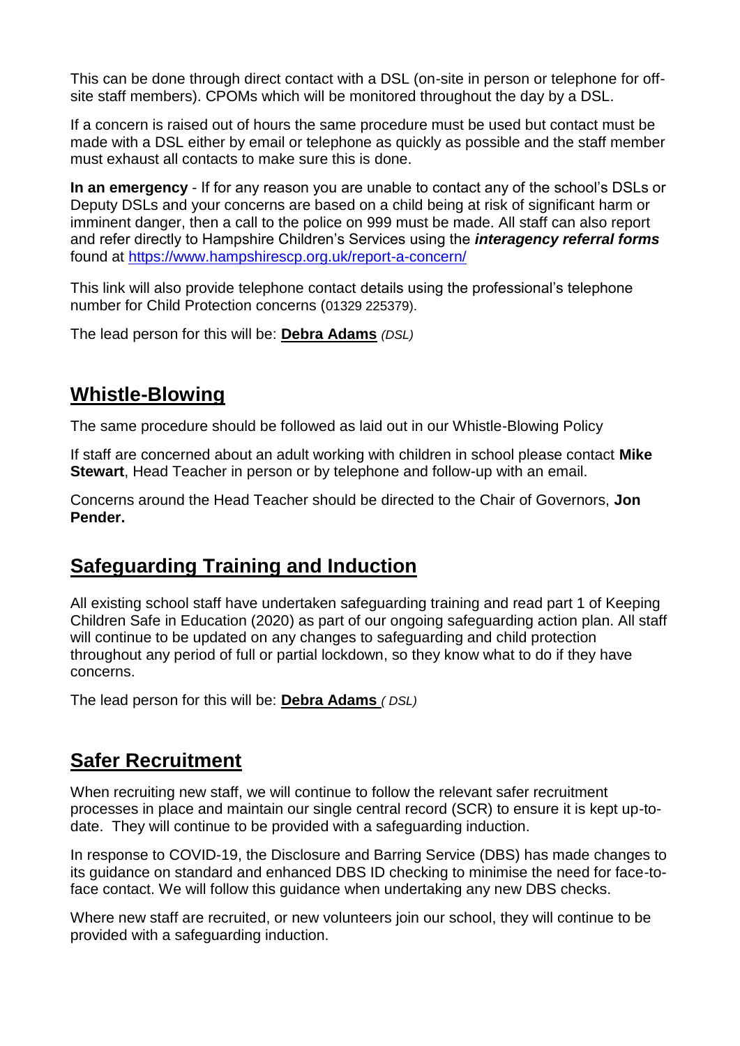This can be done through direct contact with a DSL (on-site in person or telephone for off-site staff members). CPOMs which will be monitored throughout the day by a DSL.

If a concern is raised out of hours the same procedure must be used but contact must be made with a DSL either by email or telephone as quickly as possible and the staff member must exhaust all contacts to make sure this is done.

**In an emergency** - If for any reason you are unable to contact any of the school's DSLs or Deputy DSLs and your concerns are based on a child being at risk of significant harm or imminent danger, then a call to the police on 999 must be made. All staff can also report and refer directly to Hampshire Children's Services using the ***interagency referral forms*** found at https://www.hampshirescp.org.uk/report-a-concern/

This link will also provide telephone contact details using the professional's telephone number for Child Protection concerns (01329 225379).

The lead person for this will be: **Debra Adams** *(DSL)*

## Whistle-Blowing

The same procedure should be followed as laid out in our Whistle-Blowing Policy

If staff are concerned about an adult working with children in school please contact **Mike Stewart**, Head Teacher in person or by telephone and follow-up with an email.

Concerns around the Head Teacher should be directed to the Chair of Governors, **Jon Pender.**

## Safeguarding Training and Induction

All existing school staff have undertaken safeguarding training and read part 1 of Keeping Children Safe in Education (2020) as part of our ongoing safeguarding action plan. All staff will continue to be updated on any changes to safeguarding and child protection throughout any period of full or partial lockdown, so they know what to do if they have concerns.

The lead person for this will be: **Debra Adams** *( DSL)*

## Safer Recruitment

When recruiting new staff, we will continue to follow the relevant safer recruitment processes in place and maintain our single central record (SCR) to ensure it is kept up-to-date. They will continue to be provided with a safeguarding induction.

In response to COVID-19, the Disclosure and Barring Service (DBS) has made changes to its guidance on standard and enhanced DBS ID checking to minimise the need for face-to-face contact. We will follow this guidance when undertaking any new DBS checks.

Where new staff are recruited, or new volunteers join our school, they will continue to be provided with a safeguarding induction.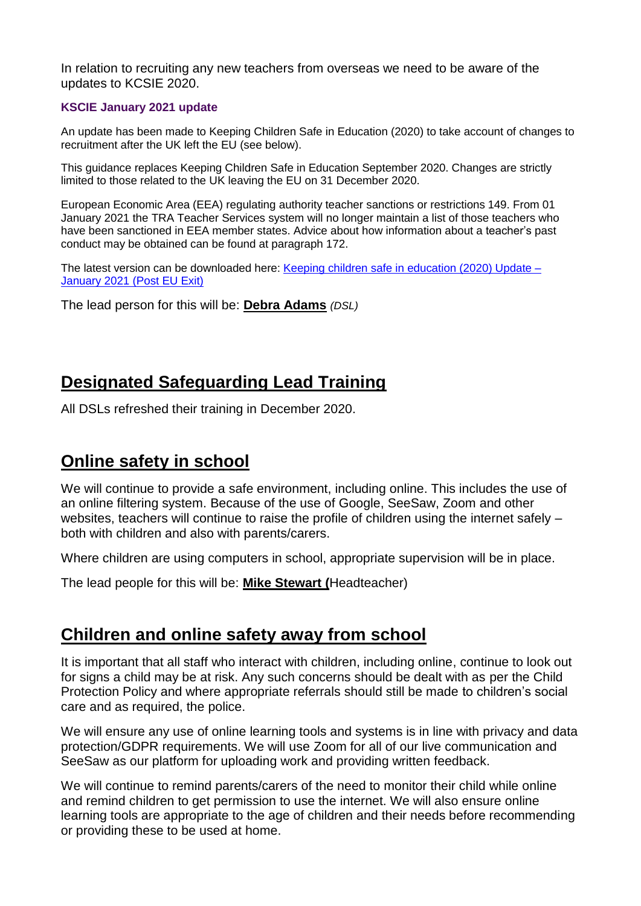In relation to recruiting any new teachers from overseas we need to be aware of the updates to KCSIE 2020.

**KSCIE January 2021 update**

An update has been made to Keeping Children Safe in Education (2020) to take account of changes to recruitment after the UK left the EU (see below).

This guidance replaces Keeping Children Safe in Education September 2020. Changes are strictly limited to those related to the UK leaving the EU on 31 December 2020.

European Economic Area (EEA) regulating authority teacher sanctions or restrictions 149. From 01 January 2021 the TRA Teacher Services system will no longer maintain a list of those teachers who have been sanctioned in EEA member states. Advice about how information about a teacher's past conduct may be obtained can be found at paragraph 172.

The latest version can be downloaded here: Keeping children safe in education (2020) Update – January 2021 (Post EU Exit)

The lead person for this will be: **Debra Adams** *(DSL)*

## Designated Safeguarding Lead Training

All DSLs refreshed their training in December 2020.

## Online safety in school

We will continue to provide a safe environment, including online. This includes the use of an online filtering system. Because of the use of Google, SeeSaw, Zoom and other websites, teachers will continue to raise the profile of children using the internet safely – both with children and also with parents/carers.

Where children are using computers in school, appropriate supervision will be in place.

The lead people for this will be: **Mike Stewart (**Headteacher)

## Children and online safety away from school

It is important that all staff who interact with children, including online, continue to look out for signs a child may be at risk. Any such concerns should be dealt with as per the Child Protection Policy and where appropriate referrals should still be made to children's social care and as required, the police.

We will ensure any use of online learning tools and systems is in line with privacy and data protection/GDPR requirements. We will use Zoom for all of our live communication and SeeSaw as our platform for uploading work and providing written feedback.

We will continue to remind parents/carers of the need to monitor their child while online and remind children to get permission to use the internet. We will also ensure online learning tools are appropriate to the age of children and their needs before recommending or providing these to be used at home.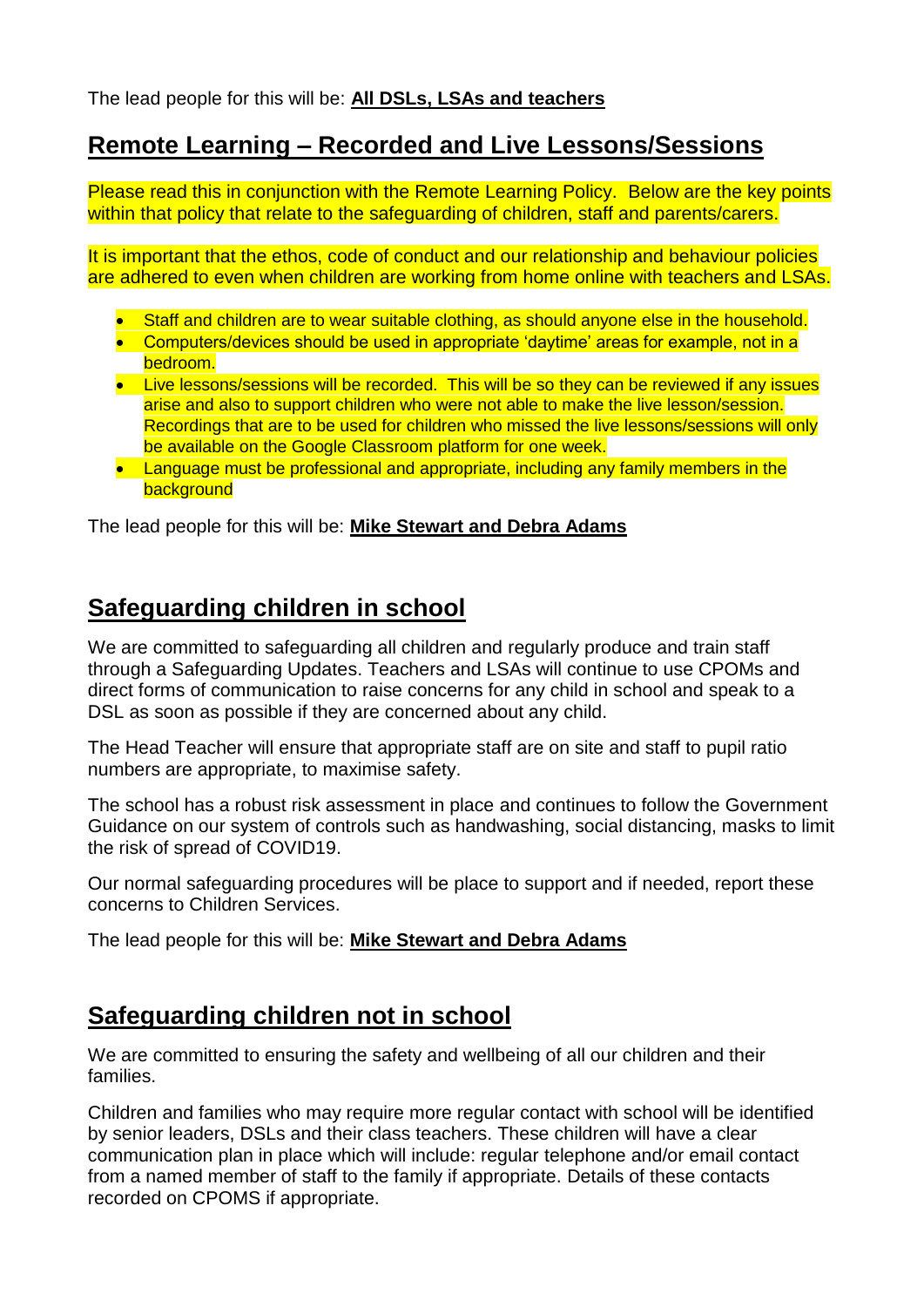The lead people for this will be: **All DSLs, LSAs and teachers**

## Remote Learning – Recorded and Live Lessons/Sessions

Please read this in conjunction with the Remote Learning Policy. Below are the key points within that policy that relate to the safeguarding of children, staff and parents/carers.

It is important that the ethos, code of conduct and our relationship and behaviour policies are adhered to even when children are working from home online with teachers and LSAs.

- Staff and children are to wear suitable clothing, as should anyone else in the household.
- Computers/devices should be used in appropriate 'daytime' areas for example, not in a bedroom.
- Live lessons/sessions will be recorded. This will be so they can be reviewed if any issues arise and also to support children who were not able to make the live lesson/session. Recordings that are to be used for children who missed the live lessons/sessions will only be available on the Google Classroom platform for one week.
- Language must be professional and appropriate, including any family members in the background

The lead people for this will be: **Mike Stewart and Debra Adams**

## Safeguarding children in school

We are committed to safeguarding all children and regularly produce and train staff through a Safeguarding Updates. Teachers and LSAs will continue to use CPOMs and direct forms of communication to raise concerns for any child in school and speak to a DSL as soon as possible if they are concerned about any child.

The Head Teacher will ensure that appropriate staff are on site and staff to pupil ratio numbers are appropriate, to maximise safety.

The school has a robust risk assessment in place and continues to follow the Government Guidance on our system of controls such as handwashing, social distancing, masks to limit the risk of spread of COVID19.

Our normal safeguarding procedures will be place to support and if needed, report these concerns to Children Services.

The lead people for this will be: **Mike Stewart and Debra Adams**

## Safeguarding children not in school

We are committed to ensuring the safety and wellbeing of all our children and their families.

Children and families who may require more regular contact with school will be identified by senior leaders, DSLs and their class teachers. These children will have a clear communication plan in place which will include: regular telephone and/or email contact from a named member of staff to the family if appropriate. Details of these contacts recorded on CPOMS if appropriate.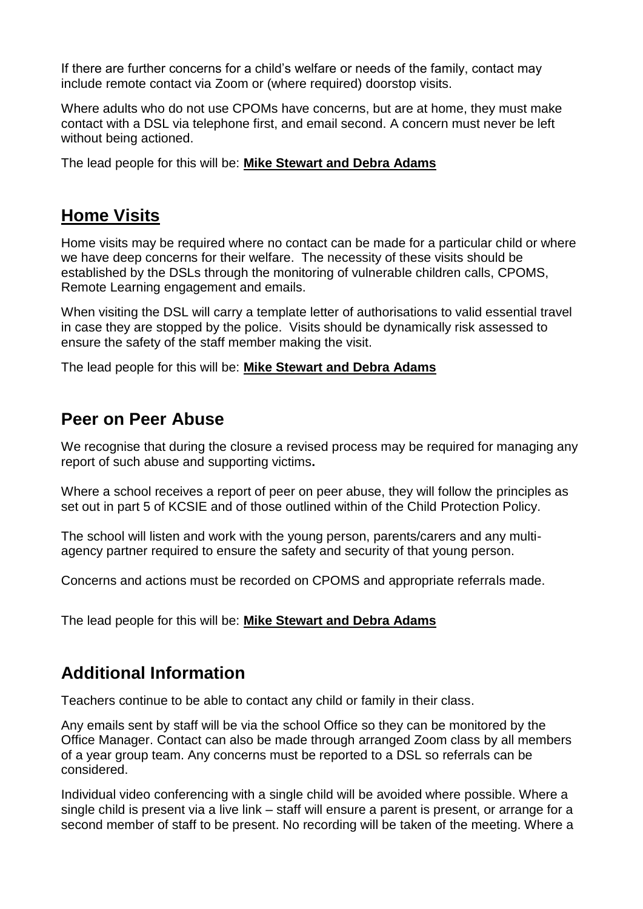If there are further concerns for a child's welfare or needs of the family, contact may include remote contact via Zoom or (where required) doorstop visits.

Where adults who do not use CPOMs have concerns, but are at home, they must make contact with a DSL via telephone first, and email second. A concern must never be left without being actioned.

The lead people for this will be: **Mike Stewart and Debra Adams**

## Home Visits

Home visits may be required where no contact can be made for a particular child or where we have deep concerns for their welfare. The necessity of these visits should be established by the DSLs through the monitoring of vulnerable children calls, CPOMS, Remote Learning engagement and emails.

When visiting the DSL will carry a template letter of authorisations to valid essential travel in case they are stopped by the police. Visits should be dynamically risk assessed to ensure the safety of the staff member making the visit.

The lead people for this will be: **Mike Stewart and Debra Adams**

## Peer on Peer Abuse

We recognise that during the closure a revised process may be required for managing any report of such abuse and supporting victims**.**

Where a school receives a report of peer on peer abuse, they will follow the principles as set out in part 5 of KCSIE and of those outlined within of the Child Protection Policy.

The school will listen and work with the young person, parents/carers and any multi-agency partner required to ensure the safety and security of that young person.

Concerns and actions must be recorded on CPOMS and appropriate referrals made.

The lead people for this will be: **Mike Stewart and Debra Adams**

## Additional Information

Teachers continue to be able to contact any child or family in their class.

Any emails sent by staff will be via the school Office so they can be monitored by the Office Manager. Contact can also be made through arranged Zoom class by all members of a year group team. Any concerns must be reported to a DSL so referrals can be considered.

Individual video conferencing with a single child will be avoided where possible. Where a single child is present via a live link – staff will ensure a parent is present, or arrange for a second member of staff to be present. No recording will be taken of the meeting. Where a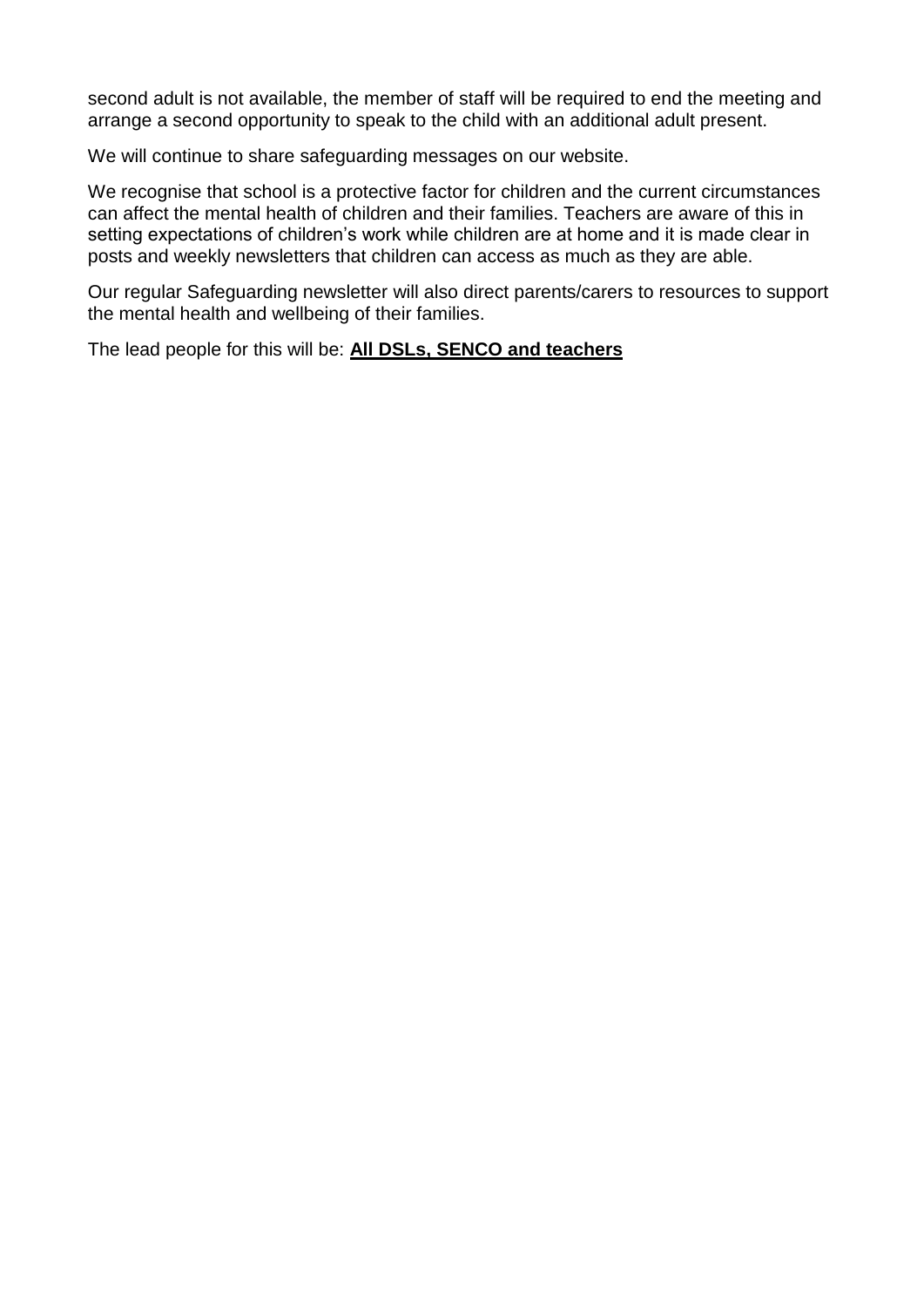second adult is not available, the member of staff will be required to end the meeting and arrange a second opportunity to speak to the child with an additional adult present.

We will continue to share safeguarding messages on our website.

We recognise that school is a protective factor for children and the current circumstances can affect the mental health of children and their families. Teachers are aware of this in setting expectations of children's work while children are at home and it is made clear in posts and weekly newsletters that children can access as much as they are able.

Our regular Safeguarding newsletter will also direct parents/carers to resources to support the mental health and wellbeing of their families.

The lead people for this will be: **<u>All DSLs, SENCO and teachers</u>**